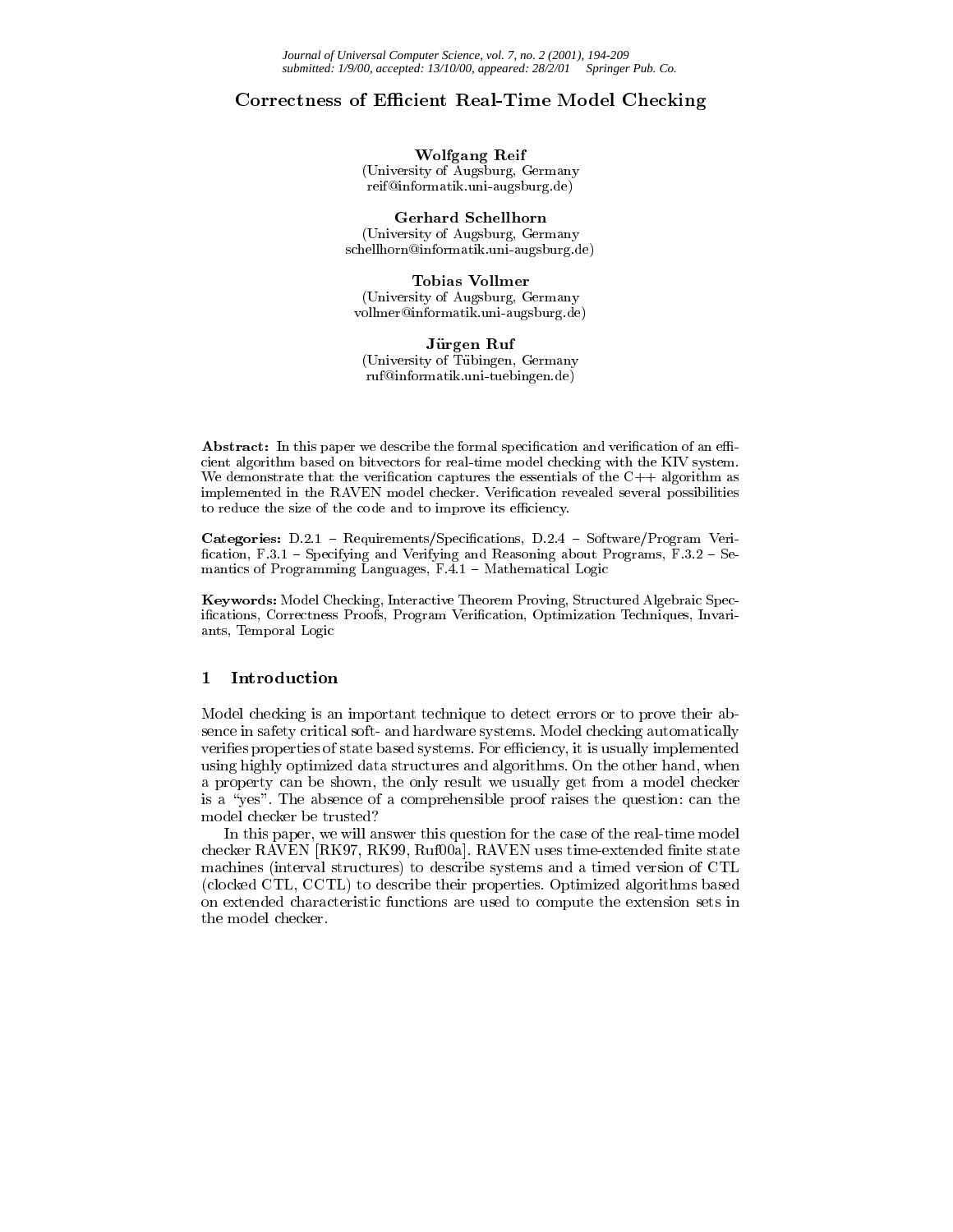# Correctness of Efficient Real-Time Model Checking

**Wolfgang Reif**
(University of Augsburg, Germany
reif@informatik.uni-augsburg.de)

**Gerhard Schellhorn**
(University of Augsburg, Germany
schellhorn@informatik.uni-augsburg.de)

**Tobias Vollmer**
(University of Augsburg, Germany
vollmer@informatik.uni-augsburg.de)

**Jürgen Ruf**
(University of Tübingen, Germany
ruf@informatik.uni-tuebingen.de)

**Abstract:** In this paper we describe the formal specification and verification of an efficient algorithm based on bitvectors for real-time model checking with the KIV system. We demonstrate that the verification captures the essentials of the C++ algorithm as implemented in the RAVEN model checker. Verification revealed several possibilities to reduce the size of the code and to improve its efficiency.

**Categories:** D.2.1 – Requirements/Specifications, D.2.4 – Software/Program Verification, F.3.1 – Specifying and Verifying and Reasoning about Programs, F.3.2 – Semantics of Programming Languages, F.4.1 – Mathematical Logic

**Keywords:** Model Checking, Interactive Theorem Proving, Structured Algebraic Specifications, Correctness Proofs, Program Verification, Optimization Techniques, Invariants, Temporal Logic

## 1 Introduction

Model checking is an important technique to detect errors or to prove their absence in safety critical soft- and hardware systems. Model checking automatically verifies properties of state based systems. For efficiency, it is usually implemented using highly optimized data structures and algorithms. On the other hand, when a property can be shown, the only result we usually get from a model checker is a "yes". The absence of a comprehensible proof raises the question: can the model checker be trusted?

In this paper, we will answer this question for the case of the real-time model checker RAVEN [RK97, RK99, Ruf00a]. RAVEN uses time-extended finite state machines (interval structures) to describe systems and a timed version of CTL (clocked CTL, CCTL) to describe their properties. Optimized algorithms based on extended characteristic functions are used to compute the extension sets in the model checker.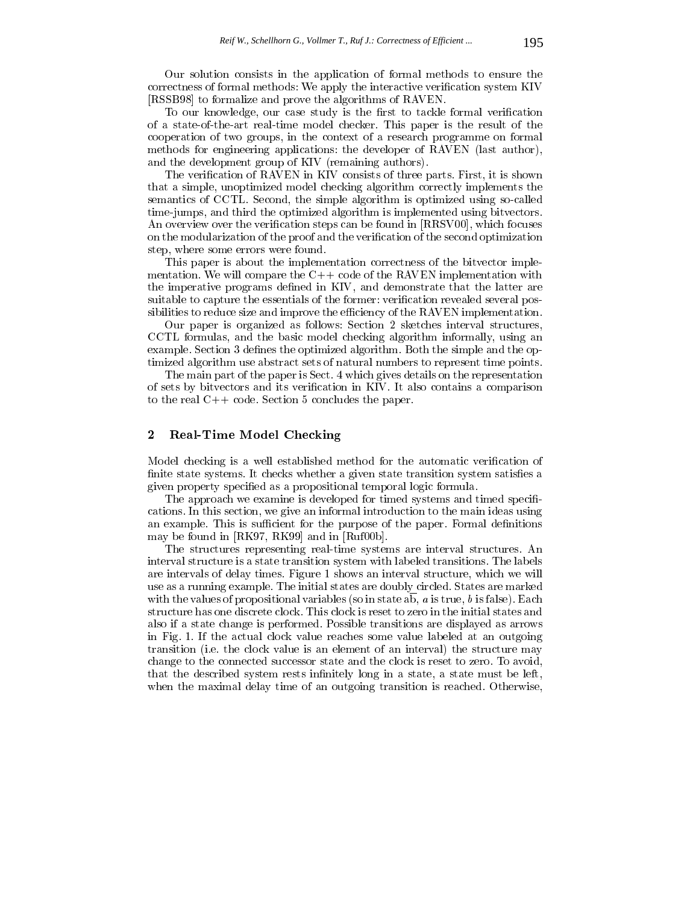Our solution consists in the application of formal methods to ensure the correctness of formal methods: We apply the interactive verification system KIV [RSSB98] to formalize and prove the algorithms of RAVEN.

To our knowledge, our case study is the first to tackle formal verification of a state-of-the-art real-time model checker. This paper is the result of the cooperation of two groups, in the context of a research programme on formal methods for engineering applications: the developer of RAVEN (last author), and the development group of KIV (remaining authors).

The verification of RAVEN in KIV consists of three parts. First, it is shown that a simple, unoptimized model checking algorithm correctly implements the semantics of CCTL. Second, the simple algorithm is optimized using so-called time-jumps, and third the optimized algorithm is implemented using bitvectors. An overview over the verification steps can be found in [RRSV00], which focuses on the modularization of the proof and the verification of the second optimization step, where some errors were found.

This paper is about the implementation correctness of the bitvector implementation. We will compare the C++ code of the RAVEN implementation with the imperative programs defined in KIV, and demonstrate that the latter are suitable to capture the essentials of the former: verification revealed several possibilities to reduce size and improve the efficiency of the RAVEN implementation.

Our paper is organized as follows: Section 2 sketches interval structures, CCTL formulas, and the basic model checking algorithm informally, using an example. Section 3 defines the optimized algorithm. Both the simple and the optimized algorithm use abstract sets of natural numbers to represent time points.

The main part of the paper is Sect. 4 which gives details on the representation of sets by bitvectors and its verification in KIV. It also contains a comparison to the real C++ code. Section 5 concludes the paper.

## 2 Real-Time Model Checking

Model checking is a well established method for the automatic verification of finite state systems. It checks whether a given state transition system satisfies a given property specified as a propositional temporal logic formula.

The approach we examine is developed for timed systems and timed specifications. In this section, we give an informal introduction to the main ideas using an example. This is sufficient for the purpose of the paper. Formal definitions may be found in [RK97, RK99] and in [Ruf00b].

The structures representing real-time systems are interval structures. An interval structure is a state transition system with labeled transitions. The labels are intervals of delay times. Figure 1 shows an interval structure, which we will use as a running example. The initial states are doubly circled. States are marked with the values of propositional variables (so in state $a\overline{b}$, $a$ is true, $b$ is false). Each structure has one discrete clock. This clock is reset to zero in the initial states and also if a state change is performed. Possible transitions are displayed as arrows in Fig. 1. If the actual clock value reaches some value labeled at an outgoing transition (i.e. the clock value is an element of an interval) the structure may change to the connected successor state and the clock is reset to zero. To avoid, that the described system rests infinitely long in a state, a state must be left, when the maximal delay time of an outgoing transition is reached. Otherwise,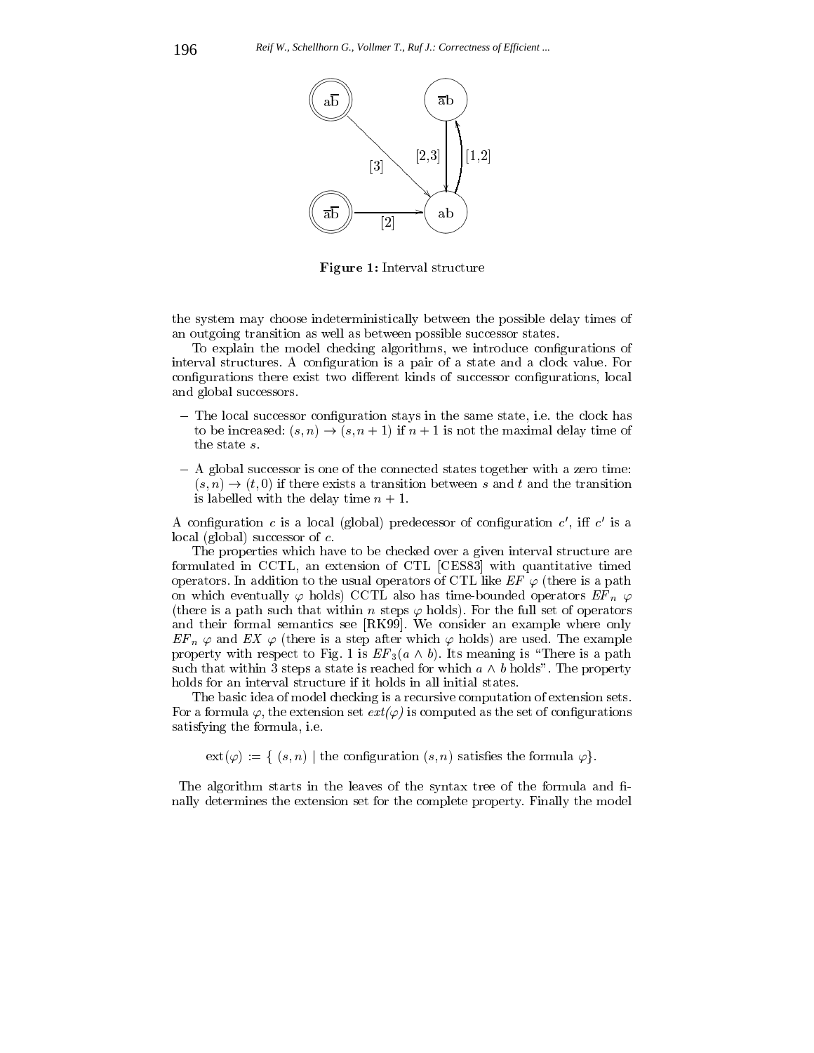Figure 1: Interval structure

the system may choose indeterministically between the possible delay times of an outgoing transition as well as between possible successor states.

To explain the model checking algorithms, we introduce configurations of interval structures. A configuration is a pair of a state and a clock value. For configurations there exist two different kinds of successor configurations, local and global successors.

- The local successor configuration stays in the same state, i.e. the clock has to be increased: $(s, n) \rightarrow (s, n+1)$ if $n+1$ is not the maximal delay time of the state $s$.
- A global successor is one of the connected states together with a zero time: $(s, n) \rightarrow (t, 0)$ if there exists a transition between $s$ and $t$ and the transition is labelled with the delay time $n+1$.

A configuration $c$ is a local (global) predecessor of configuration $c'$, iff $c'$ is a local (global) successor of $c$.

The properties which have to be checked over a given interval structure are formulated in CCTL, an extension of CTL [CES83] with quantitative timed operators. In addition to the usual operators of CTL like $EF\ \varphi$ (there is a path on which eventually $\varphi$ holds) CCTL also has time-bounded operators $EF_n\ \varphi$ (there is a path such that within $n$ steps $\varphi$ holds). For the full set of operators and their formal semantics see [RK99]. We consider an example where only $EF_n\ \varphi$ and $EX\ \varphi$ (there is a step after which $\varphi$ holds) are used. The example property with respect to Fig. 1 is $EF_3(a \wedge b)$. Its meaning is "There is a path such that within 3 steps a state is reached for which $a \wedge b$ holds". The property holds for an interval structure if it holds in all initial states.

The basic idea of model checking is a recursive computation of extension sets. For a formula $\varphi$, the extension set $ext(\varphi)$ is computed as the set of configurations satisfying the formula, i.e.

$$\text{ext}(\varphi) := \{\ (s, n) \mid \text{the configuration } (s, n) \text{ satisfies the formula } \varphi\}.$$

The algorithm starts in the leaves of the syntax tree of the formula and finally determines the extension set for the complete property. Finally the model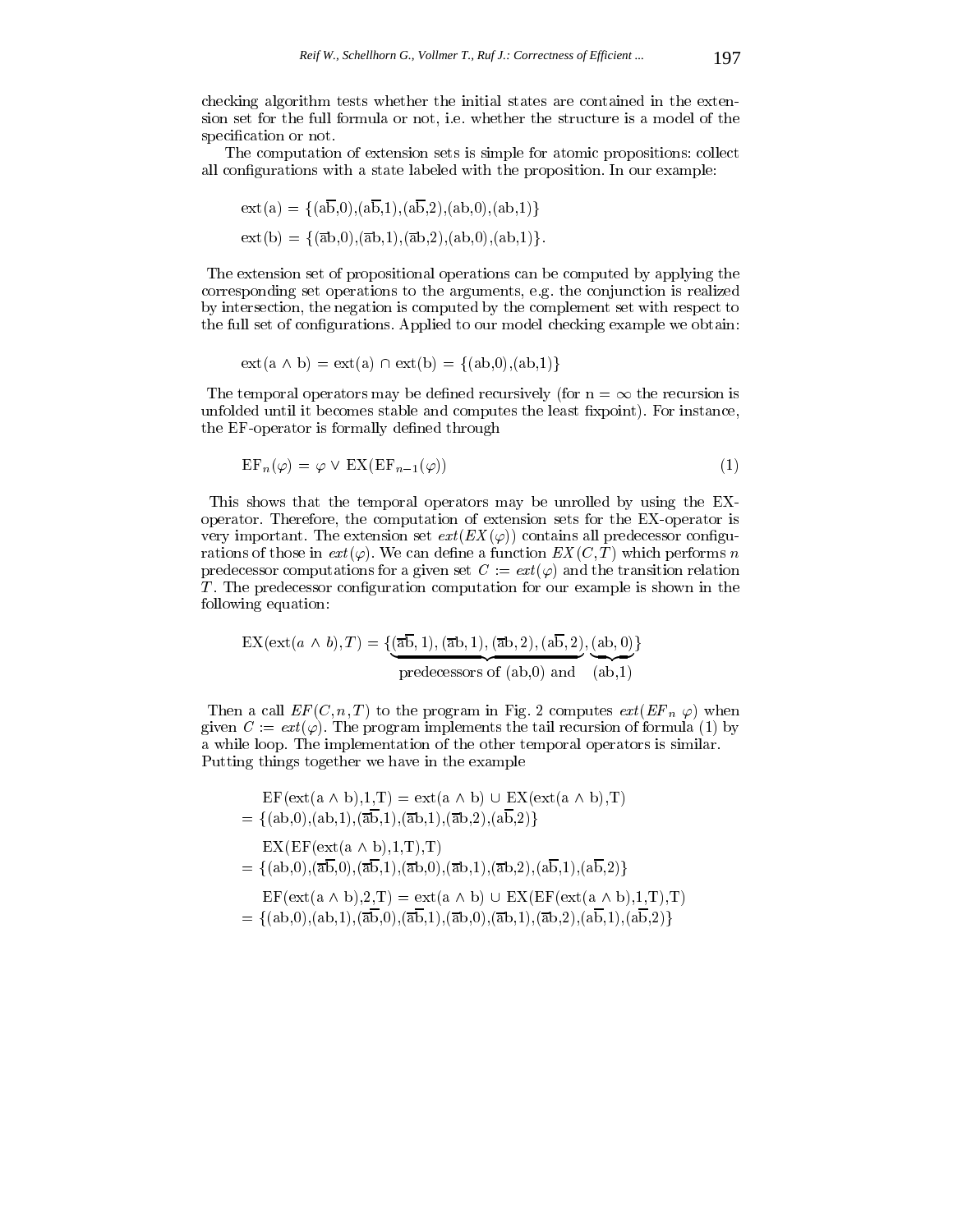checking algorithm tests whether the initial states are contained in the extension set for the full formula or not, i.e. whether the structure is a model of the specification or not.

The computation of extension sets is simple for atomic propositions: collect all configurations with a state labeled with the proposition. In our example:

$$\text{ext(a)} = \{(\text{a}\overline{\text{b}},0),(\text{a}\overline{\text{b}},1),(\text{a}\overline{\text{b}},2),(\text{ab},0),(\text{ab},1)\}$$

$$\text{ext(b)} = \{(\overline{\text{a}}\text{b},0),(\overline{\text{a}}\text{b},1),(\overline{\text{a}}\text{b},2),(\text{ab},0),(\text{ab},1)\}.$$

The extension set of propositional operations can be computed by applying the corresponding set operations to the arguments, e.g. the conjunction is realized by intersection, the negation is computed by the complement set with respect to the full set of configurations. Applied to our model checking example we obtain:

$$\text{ext}(\text{a} \wedge \text{b}) = \text{ext(a)} \cap \text{ext(b)} = \{(\text{ab},0),(\text{ab},1)\}$$

The temporal operators may be defined recursively (for $n = \infty$ the recursion is unfolded until it becomes stable and computes the least fixpoint). For instance, the EF-operator is formally defined through

$$\text{EF}_n(\varphi) = \varphi \vee \text{EX}(\text{EF}_{n-1}(\varphi)) \tag{1}$$

This shows that the temporal operators may be unrolled by using the EX-operator. Therefore, the computation of extension sets for the EX-operator is very important. The extension set $ext(EX(\varphi))$ contains all predecessor configurations of those in $ext(\varphi)$. We can define a function $EX(C,T)$ which performs $n$ predecessor computations for a given set $C := ext(\varphi)$ and the transition relation $T$. The predecessor configuration computation for our example is shown in the following equation:

$$\text{EX}(\text{ext}(a \wedge b), T) = \{\underbrace{(\overline{\text{a}}\overline{\text{b}},1),(\overline{\text{a}}\text{b},1),(\overline{\text{a}}\text{b},2),(\text{a}\overline{\text{b}},2)}_{\text{predecessors of (ab,0) and}},\underbrace{(\text{ab},0)}_{\text{(ab,1)}}\}$$

Then a call $EF(C,n,T)$ to the program in Fig. 2 computes $ext(EF_n\ \varphi)$ when given $C := ext(\varphi)$. The program implements the tail recursion of formula (1) by a while loop. The implementation of the other temporal operators is similar. Putting things together we have in the example

$$\begin{aligned}
&\text{EF}(\text{ext}(\text{a} \wedge \text{b}),1,\text{T}) = \text{ext}(\text{a} \wedge \text{b}) \cup \text{EX}(\text{ext}(\text{a} \wedge \text{b}),\text{T}) \\
&= \{(\text{ab},0),(\text{ab},1),(\overline{\text{a}}\overline{\text{b}},1),(\overline{\text{a}}\text{b},1),(\overline{\text{a}}\text{b},2),(\text{a}\overline{\text{b}},2)\} \\
&\text{EX}(\text{EF}(\text{ext}(\text{a} \wedge \text{b}),1,\text{T}),\text{T}) \\
&= \{(\text{ab},0),(\overline{\text{a}}\overline{\text{b}},0),(\overline{\text{a}}\overline{\text{b}},1),(\overline{\text{a}}\text{b},0),(\overline{\text{a}}\text{b},1),(\overline{\text{a}}\text{b},2),(\text{a}\overline{\text{b}},1),(\text{a}\overline{\text{b}},2)\} \\
&\text{EF}(\text{ext}(\text{a} \wedge \text{b}),2,\text{T}) = \text{ext}(\text{a} \wedge \text{b}) \cup \text{EX}(\text{EF}(\text{ext}(\text{a} \wedge \text{b}),1,\text{T}),\text{T}) \\
&= \{(\text{ab},0),(\text{ab},1),(\overline{\text{a}}\overline{\text{b}},0),(\overline{\text{a}}\overline{\text{b}},1),(\overline{\text{a}}\text{b},0),(\overline{\text{a}}\text{b},1),(\overline{\text{a}}\text{b},2),(\text{a}\overline{\text{b}},1),(\text{a}\overline{\text{b}},2)\}
\end{aligned}$$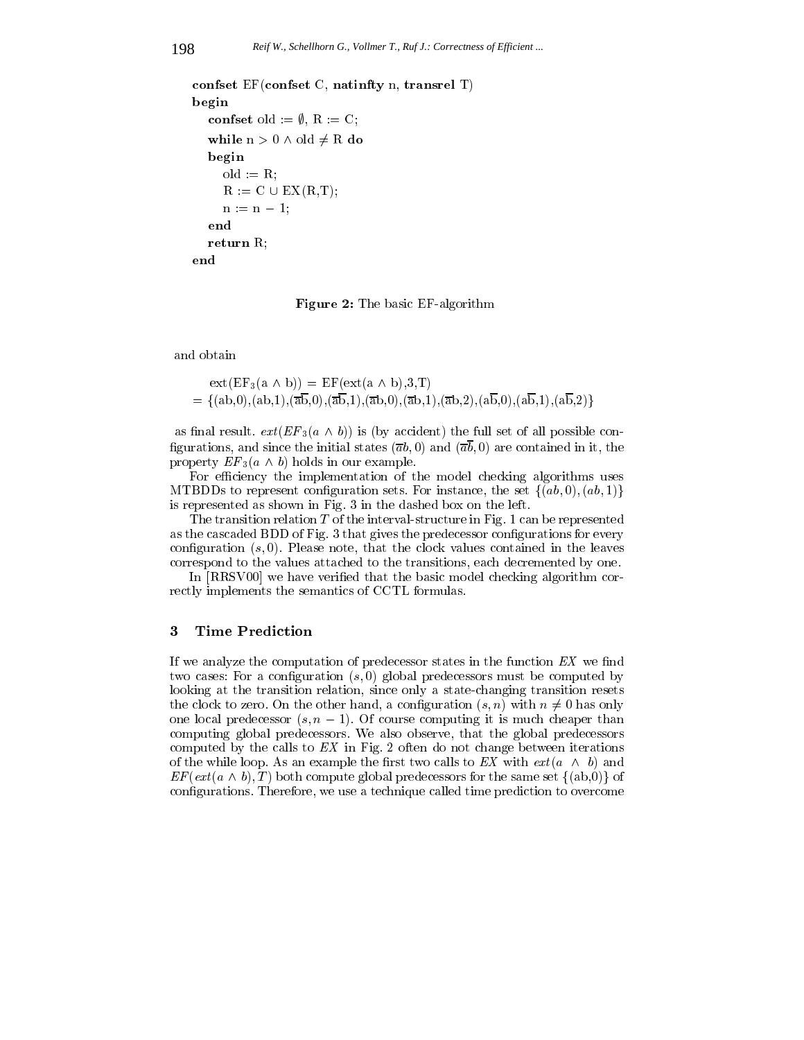```
confset EF(confset C, natinfty n, transrel T)
begin
   confset old := ∅, R := C;
   while n > 0 ∧ old ≠ R do
   begin
      old := R;
      R := C ∪ EX(R,T);
      n := n − 1;
   end
   return R;
end
```

**Figure 2:** The basic EF-algorithm

and obtain

$$\text{ext}(\text{EF}_3(\text{a} \wedge \text{b})) = \text{EF}(\text{ext}(\text{a} \wedge \text{b}),3,\text{T})$$
$$= \{(\text{ab},0),(\text{ab},1),(\overline{\text{ab}},0),(\overline{\text{ab}},1),(\overline{\text{a}}\text{b},0),(\overline{\text{a}}\text{b},1),(\overline{\text{a}}\text{b},2),(\text{a}\overline{\text{b}},0),(\text{a}\overline{\text{b}},1),(\text{a}\overline{\text{b}},2)\}$$

as final result. $ext(EF_3(a \wedge b))$ is (by accident) the full set of all possible configurations, and since the initial states $(\overline{a}b, 0)$ and $(\overline{ab}, 0)$ are contained in it, the property $EF_3(a \wedge b)$ holds in our example.

For efficiency the implementation of the model checking algorithms uses MTBDDs to represent configuration sets. For instance, the set $\{(ab, 0), (ab, 1)\}$ is represented as shown in Fig. 3 in the dashed box on the left.

The transition relation $T$ of the interval-structure in Fig. 1 can be represented as the cascaded BDD of Fig. 3 that gives the predecessor configurations for every configuration $(s, 0)$. Please note, that the clock values contained in the leaves correspond to the values attached to the transitions, each decremented by one.

In [RRSV00] we have verified that the basic model checking algorithm correctly implements the semantics of CCTL formulas.

## 3 Time Prediction

If we analyze the computation of predecessor states in the function $EX$ we find two cases: For a configuration $(s, 0)$ global predecessors must be computed by looking at the transition relation, since only a state-changing transition resets the clock to zero. On the other hand, a configuration $(s, n)$ with $n \neq 0$ has only one local predecessor $(s, n - 1)$. Of course computing it is much cheaper than computing global predecessors. We also observe, that the global predecessors computed by the calls to $EX$ in Fig. 2 often do not change between iterations of the while loop. As an example the first two calls to $EX$ with $ext(a \wedge b)$ and $EF(ext(a \wedge b), T)$ both compute global predecessors for the same set $\{(\text{ab},0)\}$ of configurations. Therefore, we use a technique called time prediction to overcome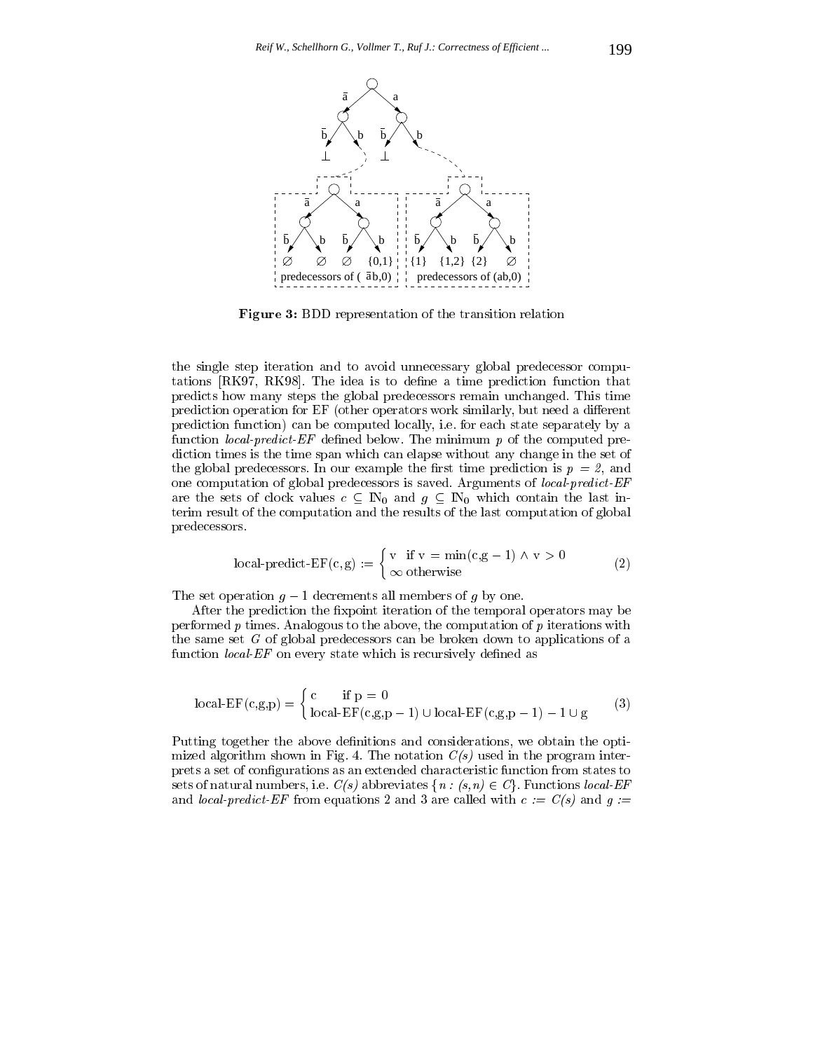**Figure 3:** BDD representation of the transition relation

the single step iteration and to avoid unnecessary global predecessor computations [RK97, RK98]. The idea is to define a time prediction function that predicts how many steps the global predecessors remain unchanged. This time prediction operation for EF (other operators work similarly, but need a different prediction function) can be computed locally, i.e. for each state separately by a function *local-predict-EF* defined below. The minimum $p$ of the computed prediction times is the time span which can elapse without any change in the set of the global predecessors. In our example the first time prediction is $p = 2$, and one computation of global predecessors is saved. Arguments of *local-predict-EF* are the sets of clock values $c \subseteq \mathbb{N}_0$ and $g \subseteq \mathbb{N}_0$ which contain the last interim result of the computation and the results of the last computation of global predecessors.

$$\text{local-predict-EF}(c, g) := \begin{cases} v & \text{if } v = \min(c, g - 1) \wedge v > 0 \\ \infty & \text{otherwise} \end{cases} \tag{2}$$

The set operation $g - 1$ decrements all members of $g$ by one.

After the prediction the fixpoint iteration of the temporal operators may be performed $p$ times. Analogous to the above, the computation of $p$ iterations with the same set $G$ of global predecessors can be broken down to applications of a function *local-EF* on every state which is recursively defined as

$$\text{local-EF}(c,g,p) = \begin{cases} c & \text{if } p = 0 \\ \text{local-EF}(c,g,p-1) \cup \text{local-EF}(c,g,p-1) - 1 \cup g \end{cases} \tag{3}$$

Putting together the above definitions and considerations, we obtain the optimized algorithm shown in Fig. 4. The notation *C(s)* used in the program interprets a set of configurations as an extended characteristic function from states to sets of natural numbers, i.e. *C(s)* abbreviates $\{n : (s, n) \in C\}$. Functions *local-EF* and *local-predict-EF* from equations 2 and 3 are called with $c := C(s)$ and $g :=$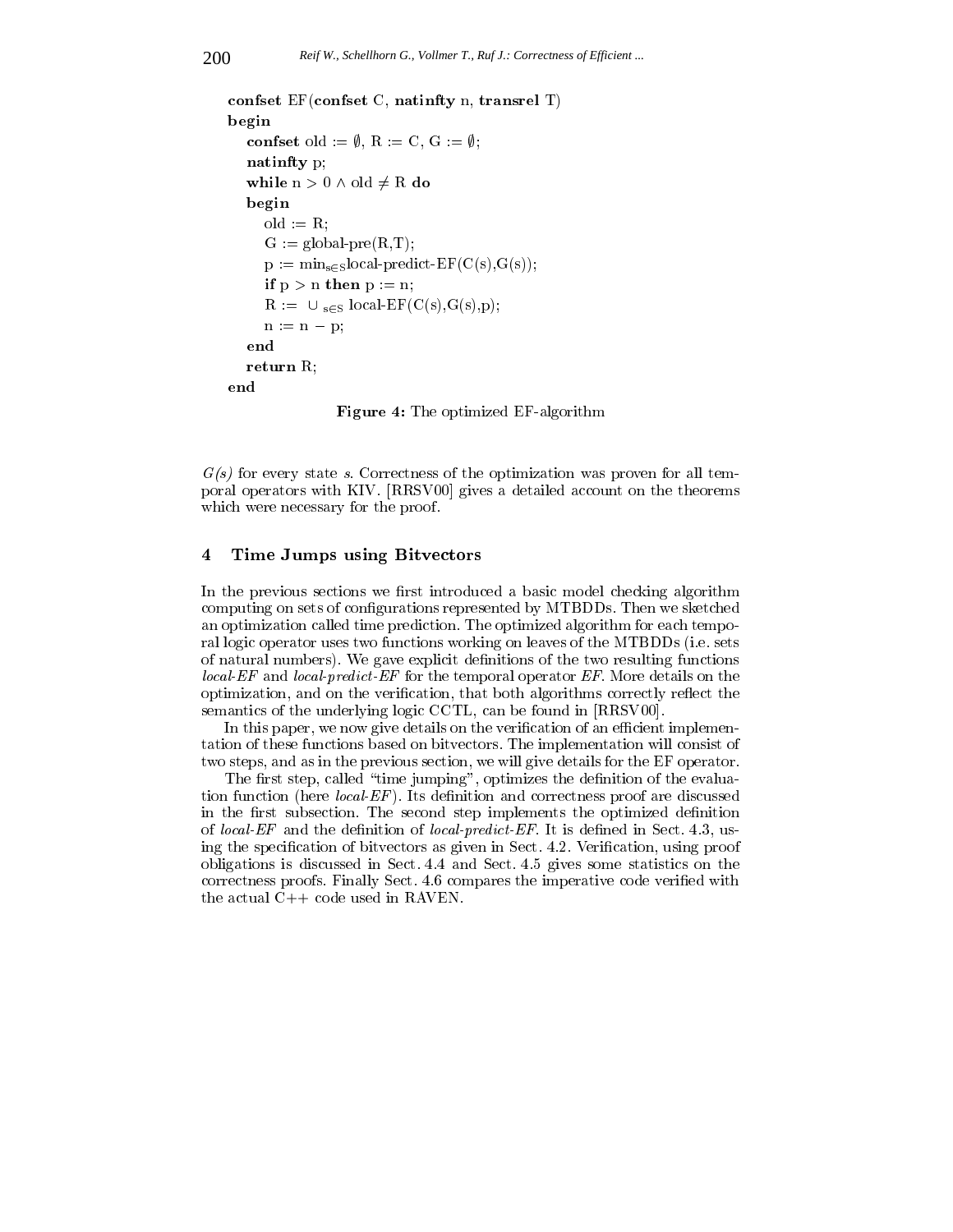```
confset EF(confset C, natinfty n, transrel T)
begin
   confset old := ∅, R := C, G := ∅;
   natinfty p;
   while n > 0 ∧ old ≠ R do
   begin
      old := R;
      G := global-pre(R,T);
      p := min_{s∈S} local-predict-EF(C(s),G(s));
      if p > n then p := n;
      R := ∪_{s∈S} local-EF(C(s),G(s),p);
      n := n − p;
   end
   return R;
end
```

**Figure 4:** The optimized EF-algorithm

*G(s)* for every state *s*. Correctness of the optimization was proven for all temporal operators with KIV. [RRSV00] gives a detailed account on the theorems which were necessary for the proof.

## 4 Time Jumps using Bitvectors

In the previous sections we first introduced a basic model checking algorithm computing on sets of configurations represented by MTBDDs. Then we sketched an optimization called time prediction. The optimized algorithm for each temporal logic operator uses two functions working on leaves of the MTBDDs (i.e. sets of natural numbers). We gave explicit definitions of the two resulting functions *local-EF* and *local-predict-EF* for the temporal operator *EF*. More details on the optimization, and on the verification, that both algorithms correctly reflect the semantics of the underlying logic CCTL, can be found in [RRSV00].

In this paper, we now give details on the verification of an efficient implementation of these functions based on bitvectors. The implementation will consist of two steps, and as in the previous section, we will give details for the EF operator.

The first step, called "time jumping", optimizes the definition of the evaluation function (here *local-EF*). Its definition and correctness proof are discussed in the first subsection. The second step implements the optimized definition of *local-EF* and the definition of *local-predict-EF*. It is defined in Sect. 4.3, using the specification of bitvectors as given in Sect. 4.2. Verification, using proof obligations is discussed in Sect. 4.4 and Sect. 4.5 gives some statistics on the correctness proofs. Finally Sect. 4.6 compares the imperative code verified with the actual C++ code used in RAVEN.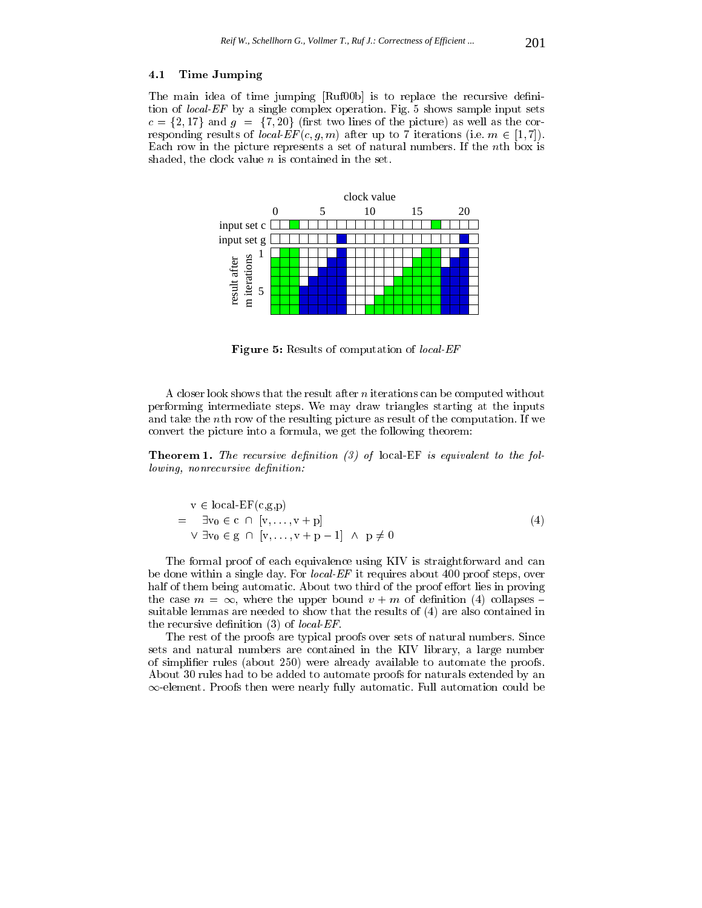### 4.1 Time Jumping

The main idea of time jumping [Ruf00b] is to replace the recursive definition of *local-EF* by a single complex operation. Fig. 5 shows sample input sets $c = \{2, 17\}$ and $g = \{7, 20\}$ (first two lines of the picture) as well as the corresponding results of *local-EF*$(c, g, m)$ after up to 7 iterations (i.e. $m \in [1, 7]$). Each row in the picture represents a set of natural numbers. If the $n$th box is shaded, the clock value $n$ is contained in the set.

**Figure 5:** Results of computation of *local-EF*

A closer look shows that the result after $n$ iterations can be computed without performing intermediate steps. We may draw triangles starting at the inputs and take the $n$th row of the resulting picture as result of the computation. If we convert the picture into a formula, we get the following theorem:

**Theorem 1.** *The recursive definition (3) of* local-EF *is equivalent to the following, nonrecursive definition:*

$$
\begin{aligned}
& \mathrm{v} \in \text{local-EF}(\mathrm{c},\mathrm{g},\mathrm{p}) \\
= \quad & \exists \mathrm{v}_0 \in \mathrm{c} \ \cap \ [\mathrm{v}, \ldots, \mathrm{v}+\mathrm{p}] \\
& \vee \ \exists \mathrm{v}_0 \in \mathrm{g} \ \cap \ [\mathrm{v}, \ldots, \mathrm{v}+\mathrm{p}-1] \ \wedge \ \mathrm{p} \neq 0
\end{aligned}
\tag{4}
$$

The formal proof of each equivalence using KIV is straightforward and can be done within a single day. For *local-EF* it requires about 400 proof steps, over half of them being automatic. About two third of the proof effort lies in proving the case $m = \infty$, where the upper bound $v + m$ of definition (4) collapses – suitable lemmas are needed to show that the results of (4) are also contained in the recursive definition (3) of *local-EF*.

The rest of the proofs are typical proofs over sets of natural numbers. Since sets and natural numbers are contained in the KIV library, a large number of simplifier rules (about 250) were already available to automate the proofs. About 30 rules had to be added to automate proofs for naturals extended by an $\infty$-element. Proofs then were nearly fully automatic. Full automation could be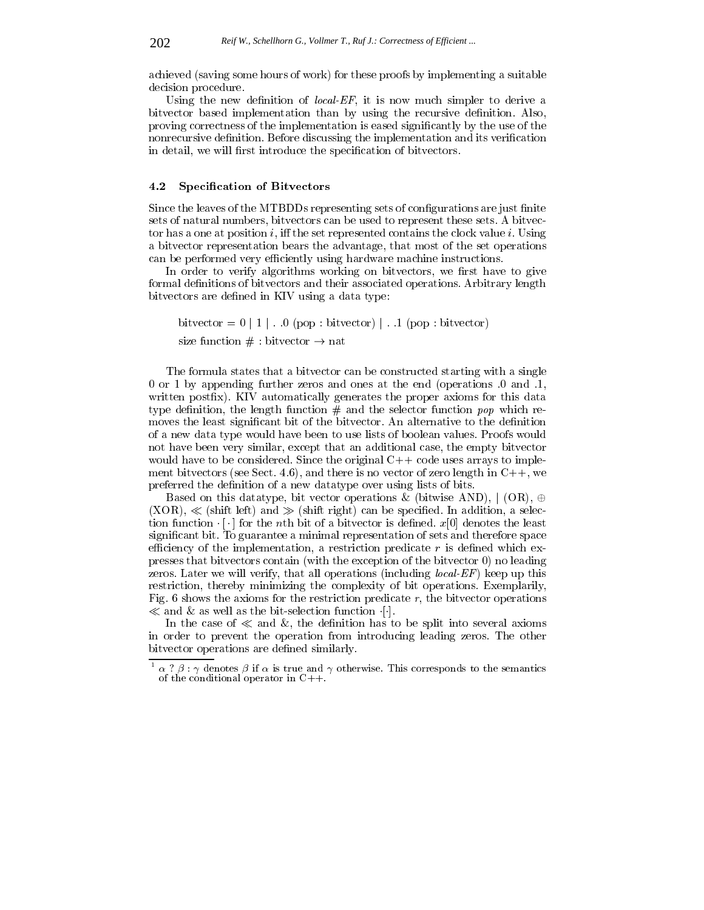achieved (saving some hours of work) for these proofs by implementing a suitable decision procedure.

Using the new definition of *local-EF*, it is now much simpler to derive a bitvector based implementation than by using the recursive definition. Also, proving correctness of the implementation is eased significantly by the use of the nonrecursive definition. Before discussing the implementation and its verification in detail, we will first introduce the specification of bitvectors.

### 4.2 Specification of Bitvectors

Since the leaves of the MTBDDs representing sets of configurations are just finite sets of natural numbers, bitvectors can be used to represent these sets. A bitvector has a one at position $i$, iff the set represented contains the clock value $i$. Using a bitvector representation bears the advantage, that most of the set operations can be performed very efficiently using hardware machine instructions.

In order to verify algorithms working on bitvectors, we first have to give formal definitions of bitvectors and their associated operations. Arbitrary length bitvectors are defined in KIV using a data type:

$$\text{bitvector} = 0 \mid 1 \mid\ .\ .0\ (\text{pop} : \text{bitvector}) \mid\ .\ .1\ (\text{pop} : \text{bitvector})$$

$$\text{size function}\ \# : \text{bitvector} \rightarrow \text{nat}$$

The formula states that a bitvector can be constructed starting with a single 0 or 1 by appending further zeros and ones at the end (operations .0 and .1, written postfix). KIV automatically generates the proper axioms for this data type definition, the length function # and the selector function *pop* which removes the least significant bit of the bitvector. An alternative to the definition of a new data type would have been to use lists of boolean values. Proofs would not have been very similar, except that an additional case, the empty bitvector would have to be considered. Since the original C++ code uses arrays to implement bitvectors (see Sect. 4.6), and there is no vector of zero length in C++, we preferred the definition of a new datatype over using lists of bits.

Based on this datatype, bit vector operations & (bitwise AND), | (OR), $\oplus$ (XOR), $\ll$ (shift left) and $\gg$ (shift right) can be specified. In addition, a selection function $\cdot[\cdot]$ for the $n$th bit of a bitvector is defined. $x[0]$ denotes the least significant bit. To guarantee a minimal representation of sets and therefore space efficiency of the implementation, a restriction predicate $r$ is defined which expresses that bitvectors contain (with the exception of the bitvector 0) no leading zeros. Later we will verify, that all operations (including *local-EF*) keep up this restriction, thereby minimizing the complexity of bit operations. Exemplarily, Fig. 6 shows the axioms for the restriction predicate $r$, the bitvector operations $\ll$ and & as well as the bit-selection function $\cdot[\cdot]$.

In the case of $\ll$ and &, the definition has to be split into several axioms in order to prevent the operation from introducing leading zeros. The other bitvector operations are defined similarly.

---

[1] $\alpha\ ?\ \beta : \gamma$ denotes $\beta$ if $\alpha$ is true and $\gamma$ otherwise. This corresponds to the semantics of the conditional operator in C++.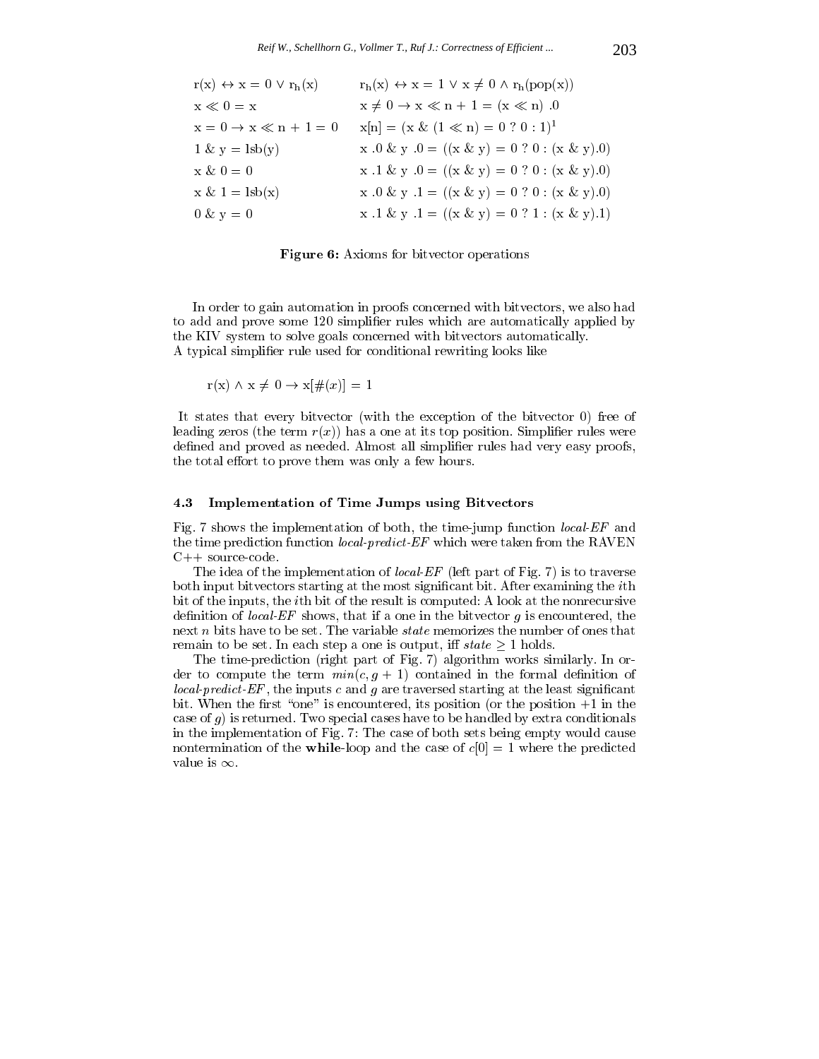$$
\begin{array}{ll}
r(x) \leftrightarrow x = 0 \lor r_h(x) & r_h(x) \leftrightarrow x = 1 \lor x \neq 0 \land r_h(pop(x)) \\
x \ll 0 = x & x \neq 0 \rightarrow x \ll n + 1 = (x \ll n)\ .0 \\
x = 0 \rightarrow x \ll n + 1 = 0 & x[n] = (x\ \&\ (1 \ll n) = 0\ ?\ 0 : 1)^1 \\
1\ \&\ y = lsb(y) & x\ .0\ \&\ y\ .0 = ((x\ \&\ y) = 0\ ?\ 0 : (x\ \&\ y).0) \\
x\ \&\ 0 = 0 & x\ .1\ \&\ y\ .0 = ((x\ \&\ y) = 0\ ?\ 0 : (x\ \&\ y).0) \\
x\ \&\ 1 = lsb(x) & x\ .0\ \&\ y\ .1 = ((x\ \&\ y) = 0\ ?\ 0 : (x\ \&\ y).0) \\
0\ \&\ y = 0 & x\ .1\ \&\ y\ .1 = ((x\ \&\ y) = 0\ ?\ 1 : (x\ \&\ y).1)
\end{array}
$$

**Figure 6:** Axioms for bitvector operations

In order to gain automation in proofs concerned with bitvectors, we also had to add and prove some 120 simplifier rules which are automatically applied by the KIV system to solve goals concerned with bitvectors automatically.
A typical simplifier rule used for conditional rewriting looks like

$$r(x) \land x \neq 0 \rightarrow x[\#(x)] = 1$$

It states that every bitvector (with the exception of the bitvector 0) free of leading zeros (the term $r(x)$) has a one at its top position. Simplifier rules were defined and proved as needed. Almost all simplifier rules had very easy proofs, the total effort to prove them was only a few hours.

### 4.3 Implementation of Time Jumps using Bitvectors

Fig. 7 shows the implementation of both, the time-jump function *local-EF* and the time prediction function *local-predict-EF* which were taken from the RAVEN C++ source-code.

The idea of the implementation of *local-EF* (left part of Fig. 7) is to traverse both input bitvectors starting at the most significant bit. After examining the $i$th bit of the inputs, the $i$th bit of the result is computed: A look at the nonrecursive definition of *local-EF* shows, that if a one in the bitvector $g$ is encountered, the next $n$ bits have to be set. The variable *state* memorizes the number of ones that remain to be set. In each step a one is output, iff $state \geq 1$ holds.

The time-prediction (right part of Fig. 7) algorithm works similarly. In order to compute the term $min(c, g + 1)$ contained in the formal definition of *local-predict-EF*, the inputs $c$ and $g$ are traversed starting at the least significant bit. When the first "one" is encountered, its position (or the position +1 in the case of $g$) is returned. Two special cases have to be handled by extra conditionals in the implementation of Fig. 7: The case of both sets being empty would cause nontermination of the **while**-loop and the case of $c[0] = 1$ where the predicted value is $\infty$.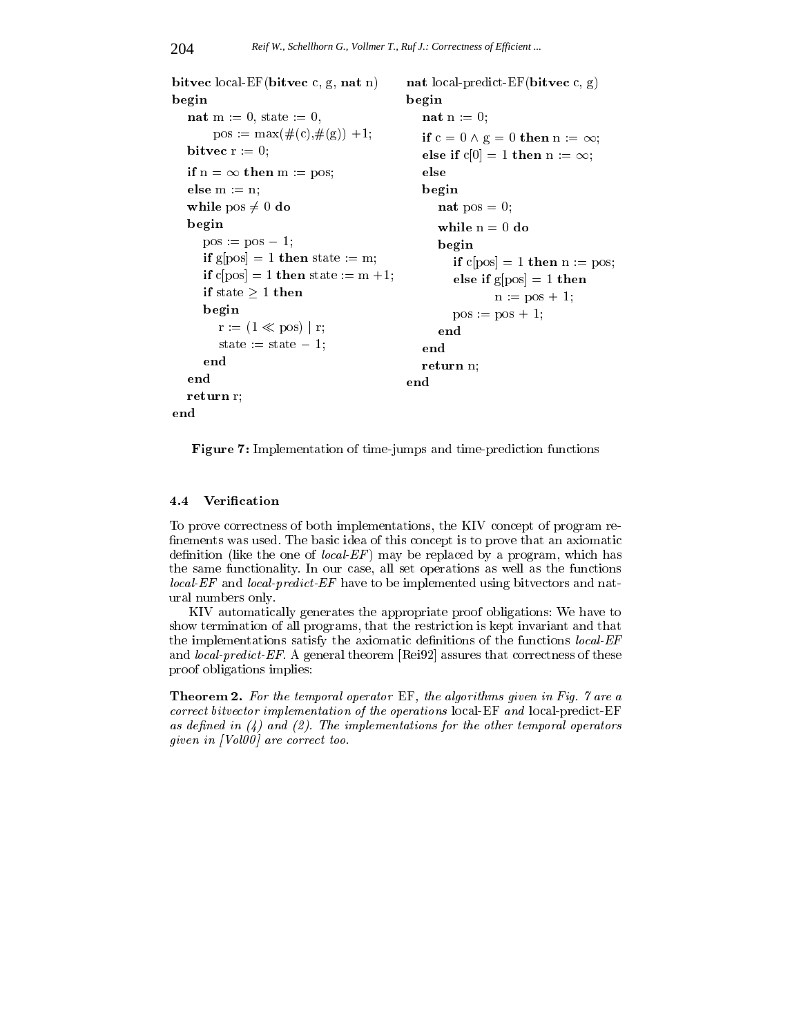```
bitvec local-EF(bitvec c, g, nat n)
begin
   nat m := 0, state := 0,
       pos := max(#(c),#(g)) +1;
   bitvec r := 0;
   if n = ∞ then m := pos;
   else m := n;
   while pos ≠ 0 do
   begin
      pos := pos − 1;
      if g[pos] = 1 then state := m;
      if c[pos] = 1 then state := m +1;
      if state ≥ 1 then
      begin
         r := (1 ≪ pos) | r;
         state := state − 1;
      end
   end
   return r;
end
```

```
nat local-predict-EF(bitvec c, g)
begin
   nat n := 0;
   if c = 0 ∧ g = 0 then n := ∞;
   else if c[0] = 1 then n := ∞;
   else
   begin
      nat pos = 0;
      while n = 0 do
      begin
         if c[pos] = 1 then n := pos;
         else if g[pos] = 1 then
               n := pos + 1;
         pos := pos + 1;
      end
   end
   return n;
end
```

**Figure 7:** Implementation of time-jumps and time-prediction functions

### 4.4 Verification

To prove correctness of both implementations, the KIV concept of program refinements was used. The basic idea of this concept is to prove that an axiomatic definition (like the one of *local-EF*) may be replaced by a program, which has the same functionality. In our case, all set operations as well as the functions *local-EF* and *local-predict-EF* have to be implemented using bitvectors and natural numbers only.

KIV automatically generates the appropriate proof obligations: We have to show termination of all programs, that the restriction is kept invariant and that the implementations satisfy the axiomatic definitions of the functions *local-EF* and *local-predict-EF*. A general theorem [Rei92] assures that correctness of these proof obligations implies:

**Theorem 2.** *For the temporal operator* EF*, the algorithms given in Fig. 7 are a correct bitvector implementation of the operations* local-EF *and* local-predict-EF *as defined in (4) and (2). The implementations for the other temporal operators given in [Vol00] are correct too.*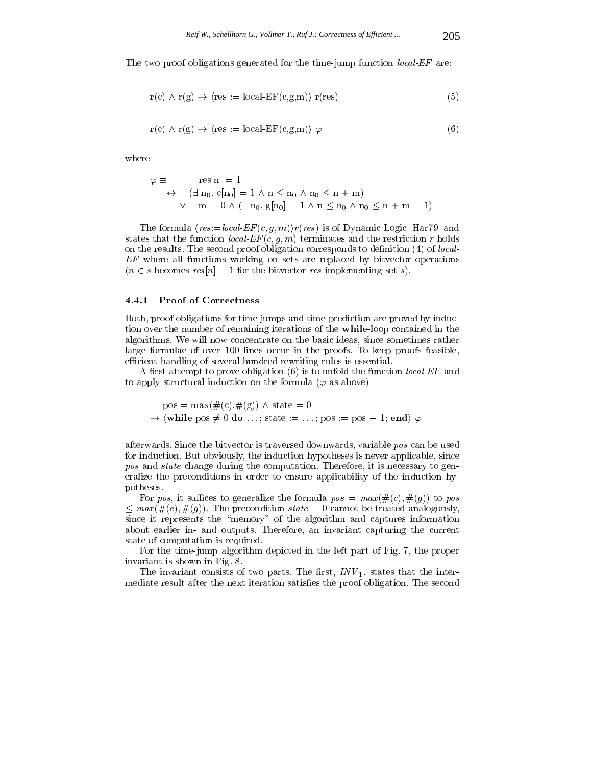The two proof obligations generated for the time-jump function *local-EF* are:

$$\mathrm{r(c)} \wedge \mathrm{r(g)} \rightarrow \langle \mathrm{res := local\text{-}EF(c,g,m)} \rangle \; \mathrm{r(res)} \tag{5}$$

$$\mathrm{r(c)} \wedge \mathrm{r(g)} \rightarrow \langle \mathrm{res := local\text{-}EF(c,g,m)} \rangle \; \varphi \tag{6}$$

where

$$\begin{aligned}
\varphi \equiv \quad & \mathrm{res[n]} = 1 \\
\leftrightarrow \quad & (\exists\, \mathrm{n_0.\ c[n_0]} = 1 \wedge \mathrm{n} \leq \mathrm{n_0} \wedge \mathrm{n_0} \leq \mathrm{n} + \mathrm{m}) \\
\vee \quad & \mathrm{m} = 0 \wedge (\exists\, \mathrm{n_0.\ g[n_0]} = 1 \wedge \mathrm{n} \leq \mathrm{n_0} \wedge \mathrm{n_0} \leq \mathrm{n} + \mathrm{m} - 1)
\end{aligned}$$

The formula $\langle res{:=}local\text{-}EF(c, g, m)\rangle r(res)$ is of Dynamic Logic [Har79] and states that the function $local\text{-}EF(c, g, m)$ terminates and the restriction $r$ holds on the results. The second proof obligation corresponds to definition (4) of *local-EF* where all functions working on sets are replaced by bitvector operations ($n \in s$ becomes $res[n] = 1$ for the bitvector $res$ implementing set $s$).

#### 4.4.1 Proof of Correctness

Both, proof obligations for time jumps and time-prediction are proved by induction over the number of remaining iterations of the **while**-loop contained in the algorithms. We will now concentrate on the basic ideas, since sometimes rather large formulae of over 100 lines occur in the proofs. To keep proofs feasible, efficient handling of several hundred rewriting rules is essential.

A first attempt to prove obligation (6) is to unfold the function *local-EF* and to apply structural induction on the formula ($\varphi$ as above)

$$\begin{aligned}
& \mathrm{pos} = \max(\#(\mathrm{c}),\#(\mathrm{g})) \wedge \mathrm{state} = 0 \\
\rightarrow\ & \langle \textbf{while}\ \mathrm{pos} \neq 0\ \textbf{do}\ \ldots;\ \mathrm{state} := \ldots;\ \mathrm{pos} := \mathrm{pos} - 1;\ \textbf{end} \rangle\ \varphi
\end{aligned}$$

afterwards. Since the bitvector is traversed downwards, variable *pos* can be used for induction. But obviously, the induction hypotheses is never applicable, since *pos* and *state* change during the computation. Therefore, it is necessary to generalize the preconditions in order to ensure applicability of the induction hypotheses.

For *pos*, it suffices to generalize the formula $pos = max(\#(c), \#(g))$ to $pos \leq max(\#(c), \#(g))$. The precondition $state = 0$ cannot be treated analogously, since it represents the "memory" of the algorithm and captures information about earlier in- and outputs. Therefore, an invariant capturing the current state of computation is required.

For the time-jump algorithm depicted in the left part of Fig. 7, the proper invariant is shown in Fig. 8.

The invariant consists of two parts. The first, $INV_1$, states that the intermediate result after the next iteration satisfies the proof obligation. The second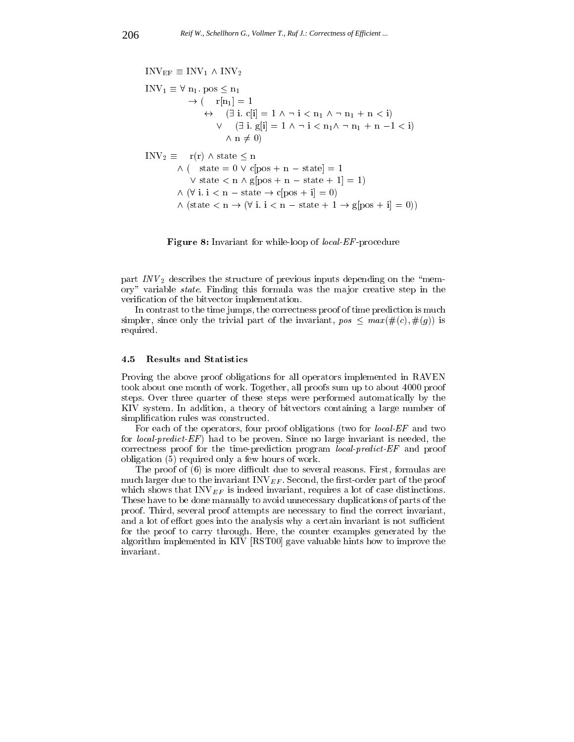$$
\begin{aligned}
\mathrm{INV_{EF}} &\equiv \mathrm{INV_1} \land \mathrm{INV_2} \\
\mathrm{INV_1} &\equiv \forall\, n_1 .\ \mathrm{pos} \le n_1 \\
&\qquad \to (\quad r[n_1] = 1 \\
&\qquad\qquad \leftrightarrow \quad (\exists\, i.\ c[i] = 1 \land \neg\, i < n_1 \land \neg\, n_1 + n < i) \\
&\qquad\qquad\quad \lor \quad (\exists\, i.\ g[i] = 1 \land \neg\, i < n_1 \land \neg\, n_1 + n - 1 < i) \\
&\qquad\qquad\qquad \land\, n \ne 0) \\
\mathrm{INV_2} &\equiv \quad r(r) \land \mathrm{state} \le n \\
&\quad \land (\quad \mathrm{state} = 0 \lor c[\mathrm{pos} + n - \mathrm{state}] = 1 \\
&\qquad \lor\ \mathrm{state} < n \land g[\mathrm{pos} + n - \mathrm{state} + 1] = 1) \\
&\quad \land (\forall\, i.\ i < n - \mathrm{state} \to c[\mathrm{pos} + i] = 0) \\
&\quad \land (\mathrm{state} < n \to (\forall\, i.\ i < n - \mathrm{state} + 1 \to g[\mathrm{pos} + i] = 0))
\end{aligned}
$$

**Figure 8:** Invariant for while-loop of *local-EF*-procedure

part $INV_2$ describes the structure of previous inputs depending on the "memory" variable *state*. Finding this formula was the major creative step in the verification of the bitvector implementation.

In contrast to the time jumps, the correctness proof of time prediction is much simpler, since only the trivial part of the invariant, $pos \le max(\#(c), \#(g))$ is required.

### 4.5 Results and Statistics

Proving the above proof obligations for all operators implemented in RAVEN took about one month of work. Together, all proofs sum up to about 4000 proof steps. Over three quarter of these steps were performed automatically by the KIV system. In addition, a theory of bitvectors containing a large number of simplification rules was constructed.

For each of the operators, four proof obligations (two for *local-EF* and two for *local-predict-EF*) had to be proven. Since no large invariant is needed, the correctness proof for the time-prediction program *local-predict-EF* and proof obligation (5) required only a few hours of work.

The proof of (6) is more difficult due to several reasons. First, formulas are much larger due to the invariant $\mathrm{INV}_{EF}$. Second, the first-order part of the proof which shows that $\mathrm{INV}_{EF}$ is indeed invariant, requires a lot of case distinctions. These have to be done manually to avoid unnecessary duplications of parts of the proof. Third, several proof attempts are necessary to find the correct invariant, and a lot of effort goes into the analysis why a certain invariant is not sufficient for the proof to carry through. Here, the counter examples generated by the algorithm implemented in KIV [RST00] gave valuable hints how to improve the invariant.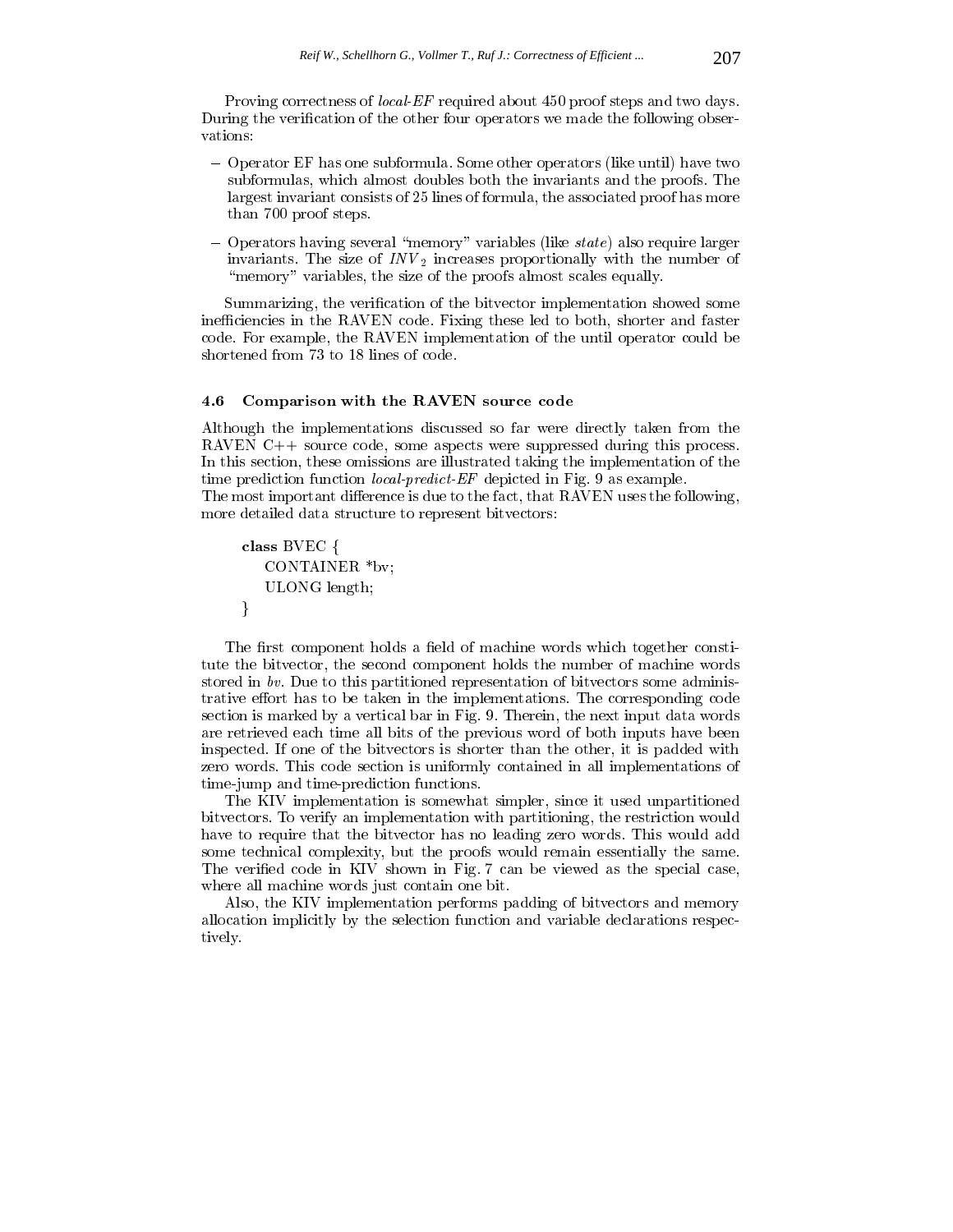Proving correctness of *local-EF* required about 450 proof steps and two days. During the verification of the other four operators we made the following observations:

- Operator EF has one subformula. Some other operators (like until) have two subformulas, which almost doubles both the invariants and the proofs. The largest invariant consists of 25 lines of formula, the associated proof has more than 700 proof steps.
- Operators having several "memory" variables (like *state*) also require larger invariants. The size of $INV_2$ increases proportionally with the number of "memory" variables, the size of the proofs almost scales equally.

Summarizing, the verification of the bitvector implementation showed some inefficiencies in the RAVEN code. Fixing these led to both, shorter and faster code. For example, the RAVEN implementation of the until operator could be shortened from 73 to 18 lines of code.

### 4.6 Comparison with the RAVEN source code

Although the implementations discussed so far were directly taken from the RAVEN C++ source code, some aspects were suppressed during this process. In this section, these omissions are illustrated taking the implementation of the time prediction function *local-predict-EF* depicted in Fig. 9 as example.
The most important difference is due to the fact, that RAVEN uses the following, more detailed data structure to represent bitvectors:

```
class BVEC {
    CONTAINER *bv;
    ULONG length;
}
```

The first component holds a field of machine words which together constitute the bitvector, the second component holds the number of machine words stored in *bv*. Due to this partitioned representation of bitvectors some administrative effort has to be taken in the implementations. The corresponding code section is marked by a vertical bar in Fig. 9. Therein, the next input data words are retrieved each time all bits of the previous word of both inputs have been inspected. If one of the bitvectors is shorter than the other, it is padded with zero words. This code section is uniformly contained in all implementations of time-jump and time-prediction functions.

The KIV implementation is somewhat simpler, since it used unpartitioned bitvectors. To verify an implementation with partitioning, the restriction would have to require that the bitvector has no leading zero words. This would add some technical complexity, but the proofs would remain essentially the same. The verified code in KIV shown in Fig. 7 can be viewed as the special case, where all machine words just contain one bit.

Also, the KIV implementation performs padding of bitvectors and memory allocation implicitly by the selection function and variable declarations respectively.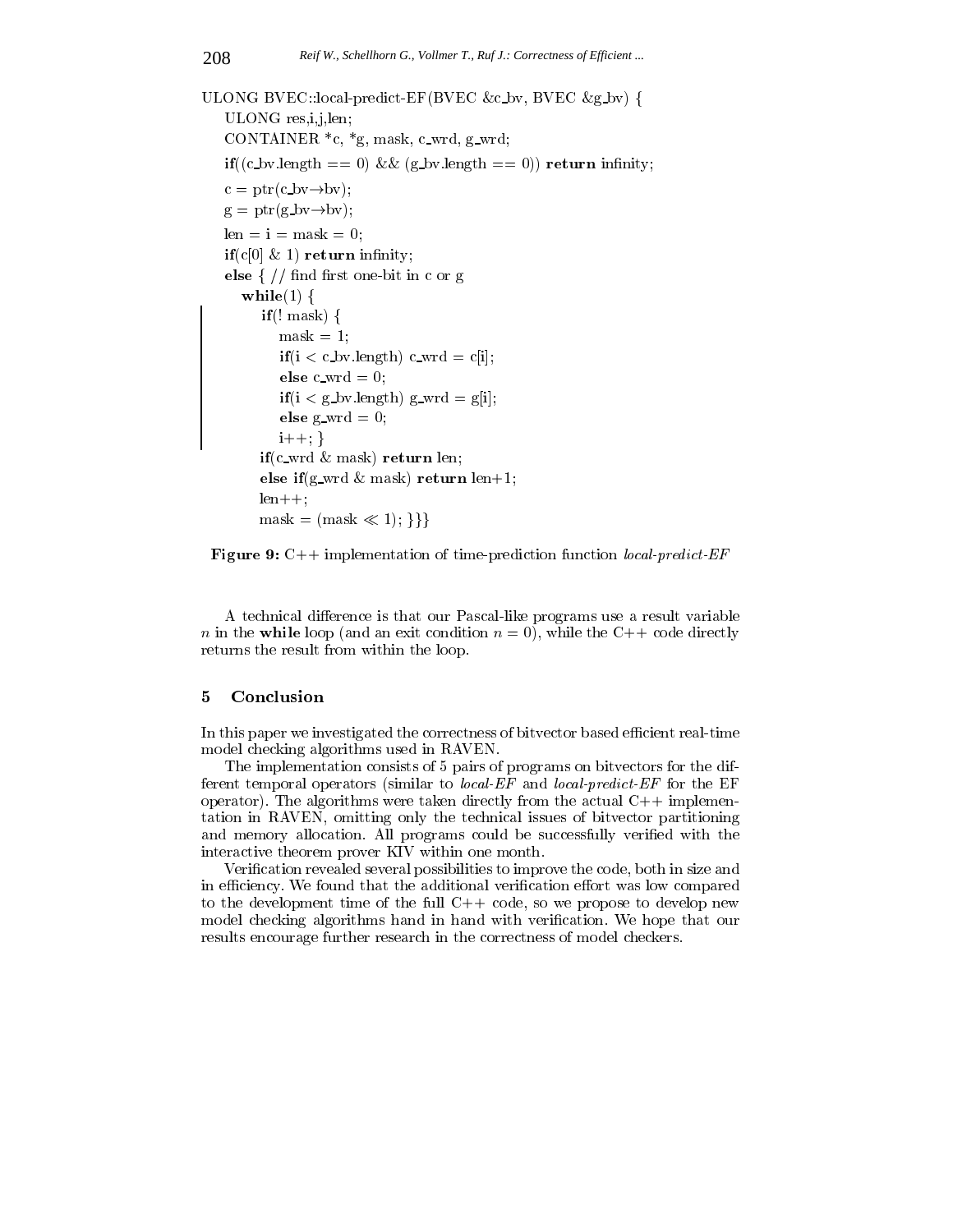```
ULONG BVEC::local-predict-EF(BVEC &c_bv, BVEC &g_bv) {
    ULONG res,i,j,len;
    CONTAINER *c, *g, mask, c_wrd, g_wrd;
    if((c_bv.length == 0) && (g_bv.length == 0)) return infinity;
    c = ptr(c_bv→bv);
    g = ptr(g_bv→bv);
    len = i = mask = 0;
    if(c[0] & 1) return infinity;
    else { // find first one-bit in c or g
      while(1) {
        if(! mask) {
          mask = 1;
          if(i < c_bv.length) c_wrd = c[i];
          else c_wrd = 0;
          if(i < g_bv.length) g_wrd = g[i];
          else g_wrd = 0;
          i++; }
        if(c_wrd & mask) return len;
        else if(g_wrd & mask) return len+1;
        len++;
        mask = (mask ≪ 1); }}}
```

**Figure 9:** C++ implementation of time-prediction function *local-predict-EF*

A technical difference is that our Pascal-like programs use a result variable $n$ in the **while** loop (and an exit condition $n = 0$), while the C++ code directly returns the result from within the loop.

## 5 Conclusion

In this paper we investigated the correctness of bitvector based efficient real-time model checking algorithms used in RAVEN.

The implementation consists of 5 pairs of programs on bitvectors for the different temporal operators (similar to *local-EF* and *local-predict-EF* for the EF operator). The algorithms were taken directly from the actual C++ implementation in RAVEN, omitting only the technical issues of bitvector partitioning and memory allocation. All programs could be successfully verified with the interactive theorem prover KIV within one month.

Verification revealed several possibilities to improve the code, both in size and in efficiency. We found that the additional verification effort was low compared to the development time of the full C++ code, so we propose to develop new model checking algorithms hand in hand with verification. We hope that our results encourage further research in the correctness of model checkers.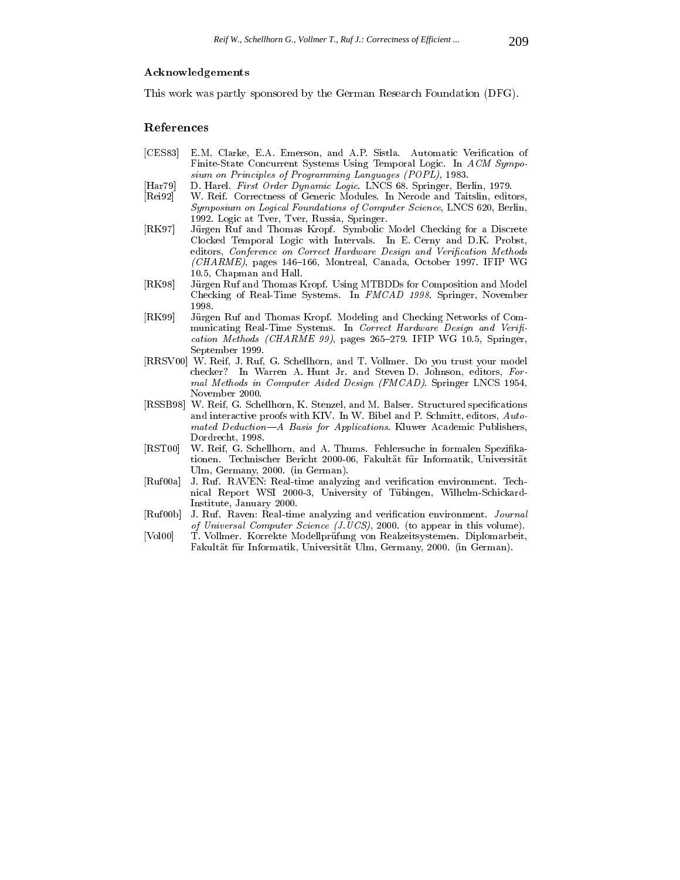### Acknowledgements

This work was partly sponsored by the German Research Foundation (DFG).

## References

[CES83] E.M. Clarke, E.A. Emerson, and A.P. Sistla. Automatic Verification of Finite-State Concurrent Systems Using Temporal Logic. In *ACM Symposium on Principles of Programming Languages (POPL)*, 1983.

[Har79] D. Harel. *First Order Dynamic Logic*. LNCS 68. Springer, Berlin, 1979.

[Rei92] W. Reif. Correctness of Generic Modules. In Nerode and Taitslin, editors, *Symposium on Logical Foundations of Computer Science*, LNCS 620, Berlin, 1992. Logic at Tver, Tver, Russia, Springer.

[RK97] Jürgen Ruf and Thomas Kropf. Symbolic Model Checking for a Discrete Clocked Temporal Logic with Intervals. In E. Cerny and D.K. Probst, editors, *Conference on Correct Hardware Design and Verification Methods (CHARME)*, pages 146–166, Montreal, Canada, October 1997. IFIP WG 10.5, Chapman and Hall.

[RK98] Jürgen Ruf and Thomas Kropf. Using MTBDDs for Composition and Model Checking of Real-Time Systems. In *FMCAD 1998*. Springer, November 1998.

[RK99] Jürgen Ruf and Thomas Kropf. Modeling and Checking Networks of Communicating Real-Time Systems. In *Correct Hardware Design and Verification Methods (CHARME 99)*, pages 265–279. IFIP WG 10.5, Springer, September 1999.

[RRSV00] W. Reif, J. Ruf, G. Schellhorn, and T. Vollmer. Do you trust your model checker? In Warren A. Hunt Jr. and Steven D. Johnson, editors, *Formal Methods in Computer Aided Design (FMCAD)*. Springer LNCS 1954, November 2000.

[RSSB98] W. Reif, G. Schellhorn, K. Stenzel, and M. Balser. Structured specifications and interactive proofs with KIV. In W. Bibel and P. Schmitt, editors, *Automated Deduction—A Basis for Applications*. Kluwer Academic Publishers, Dordrecht, 1998.

[RST00] W. Reif, G. Schellhorn, and A. Thums. Fehlersuche in formalen Spezifikationen. Technischer Bericht 2000-06, Fakultät für Informatik, Universität Ulm, Germany, 2000. (in German).

[Ruf00a] J. Ruf. RAVEN: Real-time analyzing and verification environment. Technical Report WSI 2000-3, University of Tübingen, Wilhelm-Schickard-Institute, January 2000.

[Ruf00b] J. Ruf. Raven: Real-time analyzing and verification environment. *Journal of Universal Computer Science (J.UCS)*, 2000. (to appear in this volume).

[Vol00] T. Vollmer. Korrekte Modellprüfung von Realzeitsystemen. Diplomarbeit, Fakultät für Informatik, Universität Ulm, Germany, 2000. (in German).